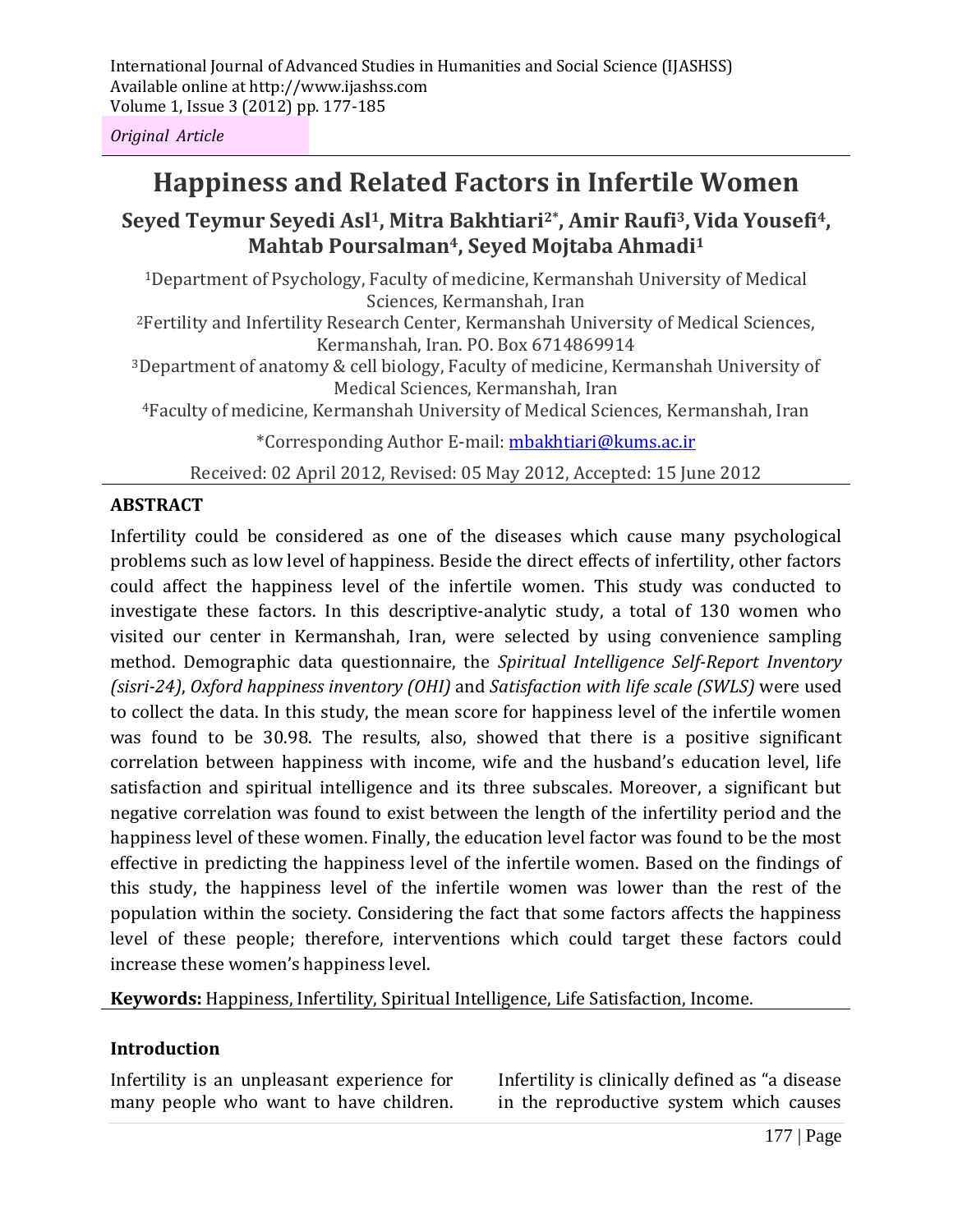*Original Article*

# Happiness and Related Factors in Infertile Women

**Seyed Teymur Seyedi Asl[1], Mitra Bakhtiari[2*], Amir Raufi[3], Vida Yousefi[4], Mahtab Poursalman[4], Seyed Mojtaba Ahmadi[1]**

[1]Department of Psychology, Faculty of medicine, Kermanshah University of Medical Sciences, Kermanshah, Iran

[2]Fertility and Infertility Research Center, Kermanshah University of Medical Sciences, Kermanshah, Iran. PO. Box 6714869914

[3]Department of anatomy & cell biology, Faculty of medicine, Kermanshah University of Medical Sciences, Kermanshah, Iran

[4]Faculty of medicine, Kermanshah University of Medical Sciences, Kermanshah, Iran

*Corresponding Author E-mail: mbakhtiari@kums.ac.ir

Received: 02 April 2012, Revised: 05 May 2012, Accepted: 15 June 2012

## ABSTRACT

Infertility could be considered as one of the diseases which cause many psychological problems such as low level of happiness. Beside the direct effects of infertility, other factors could affect the happiness level of the infertile women. This study was conducted to investigate these factors. In this descriptive-analytic study, a total of 130 women who visited our center in Kermanshah, Iran, were selected by using convenience sampling method. Demographic data questionnaire, the *Spiritual Intelligence Self-Report Inventory (sisri-24)*, *Oxford happiness inventory (OHI)* and *Satisfaction with life scale (SWLS)* were used to collect the data. In this study, the mean score for happiness level of the infertile women was found to be 30.98. The results, also, showed that there is a positive significant correlation between happiness with income, wife and the husband's education level, life satisfaction and spiritual intelligence and its three subscales. Moreover, a significant but negative correlation was found to exist between the length of the infertility period and the happiness level of these women. Finally, the education level factor was found to be the most effective in predicting the happiness level of the infertile women. Based on the findings of this study, the happiness level of the infertile women was lower than the rest of the population within the society. Considering the fact that some factors affects the happiness level of these people; therefore, interventions which could target these factors could increase these women's happiness level.

**Keywords:** Happiness, Infertility, Spiritual Intelligence, Life Satisfaction, Income.

## Introduction

Infertility is an unpleasant experience for many people who want to have children. Infertility is clinically defined as "a disease in the reproductive system which causes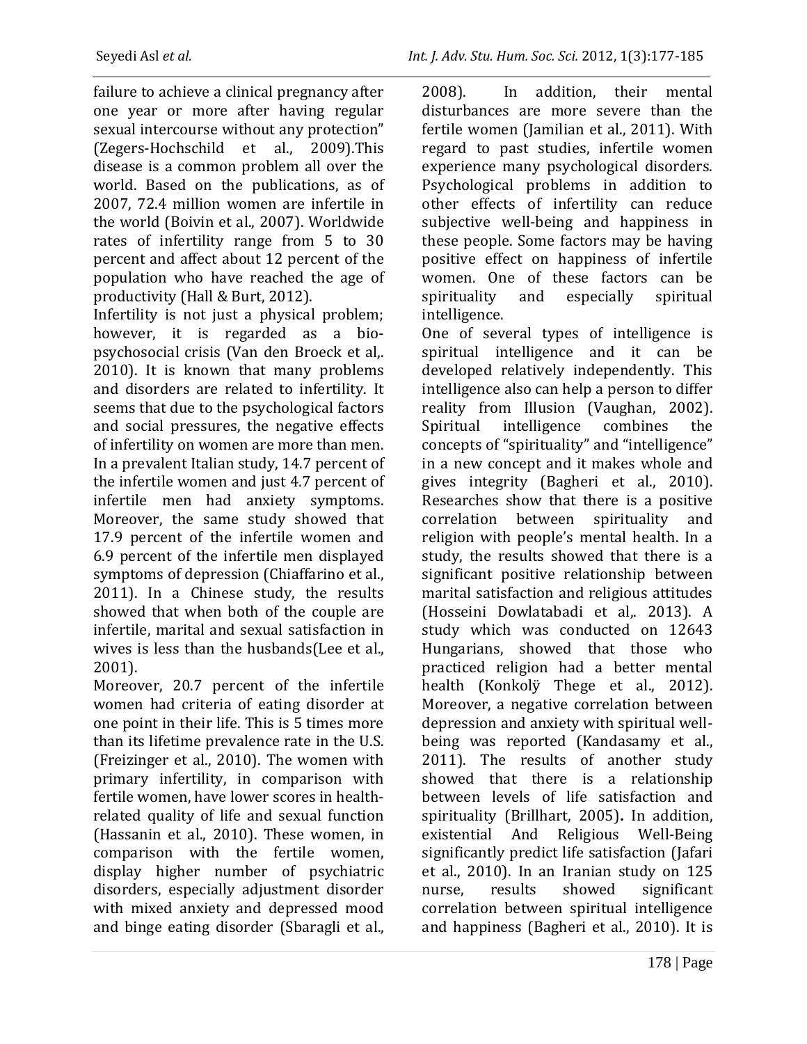failure to achieve a clinical pregnancy after one year or more after having regular sexual intercourse without any protection" (Zegers-Hochschild et al., 2009).This disease is a common problem all over the world. Based on the publications, as of 2007, 72.4 million women are infertile in the world (Boivin et al., 2007). Worldwide rates of infertility range from 5 to 30 percent and affect about 12 percent of the population who have reached the age of productivity (Hall & Burt, 2012).

Infertility is not just a physical problem; however, it is regarded as a bio-psychosocial crisis (Van den Broeck et al,. 2010). It is known that many problems and disorders are related to infertility. It seems that due to the psychological factors and social pressures, the negative effects of infertility on women are more than men. In a prevalent Italian study, 14.7 percent of the infertile women and just 4.7 percent of infertile men had anxiety symptoms. Moreover, the same study showed that 17.9 percent of the infertile women and 6.9 percent of the infertile men displayed symptoms of depression (Chiaffarino et al., 2011). In a Chinese study, the results showed that when both of the couple are infertile, marital and sexual satisfaction in wives is less than the husbands(Lee et al., 2001).

Moreover, 20.7 percent of the infertile women had criteria of eating disorder at one point in their life. This is 5 times more than its lifetime prevalence rate in the U.S. (Freizinger et al., 2010). The women with primary infertility, in comparison with fertile women, have lower scores in health-related quality of life and sexual function (Hassanin et al., 2010). These women, in comparison with the fertile women, display higher number of psychiatric disorders, especially adjustment disorder with mixed anxiety and depressed mood and binge eating disorder (Sbaragli et al., 2008). In addition, their mental disturbances are more severe than the fertile women (Jamilian et al., 2011). With regard to past studies, infertile women experience many psychological disorders. Psychological problems in addition to other effects of infertility can reduce subjective well-being and happiness in these people. Some factors may be having positive effect on happiness of infertile women. One of these factors can be spirituality and especially spiritual intelligence.

One of several types of intelligence is spiritual intelligence and it can be developed relatively independently. This intelligence also can help a person to differ reality from Illusion (Vaughan, 2002). Spiritual intelligence combines the concepts of "spirituality" and "intelligence" in a new concept and it makes whole and gives integrity (Bagheri et al., 2010). Researches show that there is a positive correlation between spirituality and religion with people's mental health. In a study, the results showed that there is a significant positive relationship between marital satisfaction and religious attitudes (Hosseini Dowlatabadi et al,. 2013). A study which was conducted on 12643 Hungarians, showed that those who practiced religion had a better mental health (Konkolÿ Thege et al., 2012). Moreover, a negative correlation between depression and anxiety with spiritual well-being was reported (Kandasamy et al., 2011). The results of another study showed that there is a relationship between levels of life satisfaction and spirituality (Brillhart, 2005)**.** In addition, existential And Religious Well-Being significantly predict life satisfaction (Jafari et al., 2010). In an Iranian study on 125 nurse, results showed significant correlation between spiritual intelligence and happiness (Bagheri et al., 2010). It is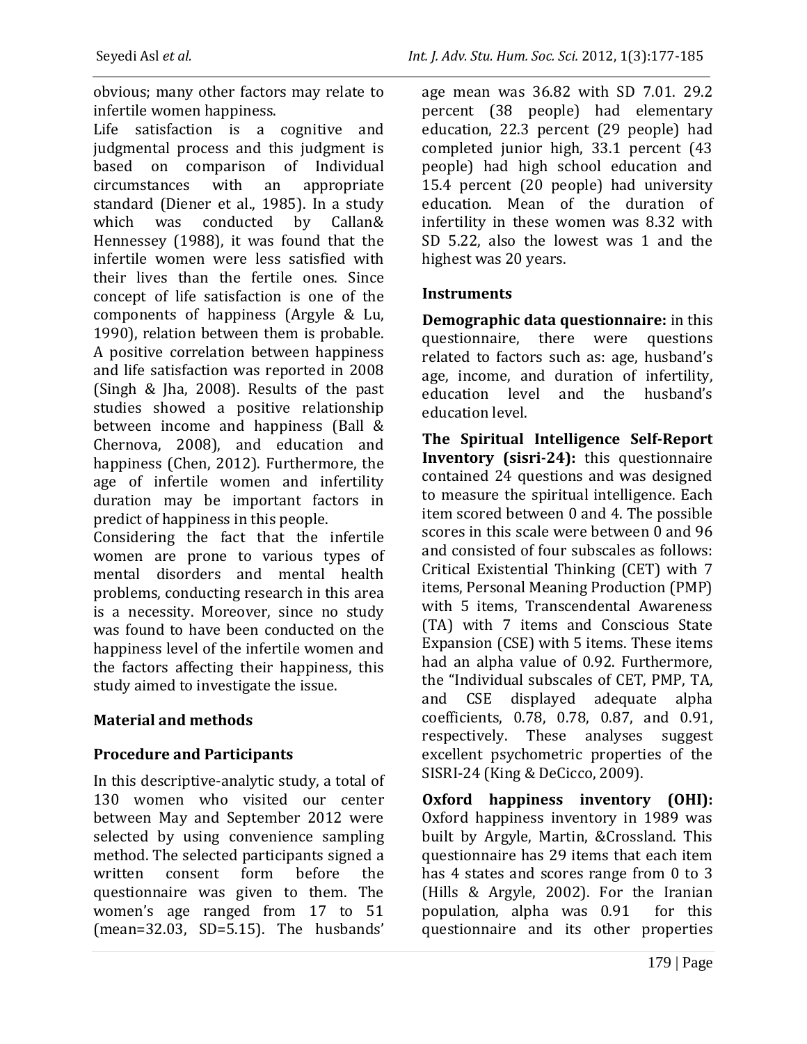obvious; many other factors may relate to infertile women happiness.

Life satisfaction is a cognitive and judgmental process and this judgment is based on comparison of Individual circumstances with an appropriate standard (Diener et al., 1985). In a study which was conducted by Callan& Hennessey (1988), it was found that the infertile women were less satisfied with their lives than the fertile ones. Since concept of life satisfaction is one of the components of happiness (Argyle & Lu, 1990), relation between them is probable. A positive correlation between happiness and life satisfaction was reported in 2008 (Singh & Jha, 2008). Results of the past studies showed a positive relationship between income and happiness (Ball & Chernova, 2008), and education and happiness (Chen, 2012). Furthermore, the age of infertile women and infertility duration may be important factors in predict of happiness in this people.

Considering the fact that the infertile women are prone to various types of mental disorders and mental health problems, conducting research in this area is a necessity. Moreover, since no study was found to have been conducted on the happiness level of the infertile women and the factors affecting their happiness, this study aimed to investigate the issue.

## Material and methods

### Procedure and Participants

In this descriptive-analytic study, a total of 130 women who visited our center between May and September 2012 were selected by using convenience sampling method. The selected participants signed a written consent form before the questionnaire was given to them. The women's age ranged from 17 to 51 (mean=32.03, SD=5.15). The husbands' age mean was 36.82 with SD 7.01. 29.2 percent (38 people) had elementary education, 22.3 percent (29 people) had completed junior high, 33.1 percent (43 people) had high school education and 15.4 percent (20 people) had university education. Mean of the duration of infertility in these women was 8.32 with SD 5.22, also the lowest was 1 and the highest was 20 years.

### Instruments

**Demographic data questionnaire:** in this questionnaire, there were questions related to factors such as: age, husband's age, income, and duration of infertility, education level and the husband's education level.

**The Spiritual Intelligence Self-Report Inventory (sisri-24):** this questionnaire contained 24 questions and was designed to measure the spiritual intelligence. Each item scored between 0 and 4. The possible scores in this scale were between 0 and 96 and consisted of four subscales as follows: Critical Existential Thinking (CET) with 7 items, Personal Meaning Production (PMP) with 5 items, Transcendental Awareness (TA) with 7 items and Conscious State Expansion (CSE) with 5 items. These items had an alpha value of 0.92. Furthermore, the "Individual subscales of CET, PMP, TA, and CSE displayed adequate alpha coefficients, 0.78, 0.78, 0.87, and 0.91, respectively. These analyses suggest excellent psychometric properties of the SISRI-24 (King & DeCicco, 2009).

**Oxford happiness inventory (OHI):** Oxford happiness inventory in 1989 was built by Argyle, Martin, &Crossland. This questionnaire has 29 items that each item has 4 states and scores range from 0 to 3 (Hills & Argyle, 2002). For the Iranian population, alpha was 0.91 for this questionnaire and its other properties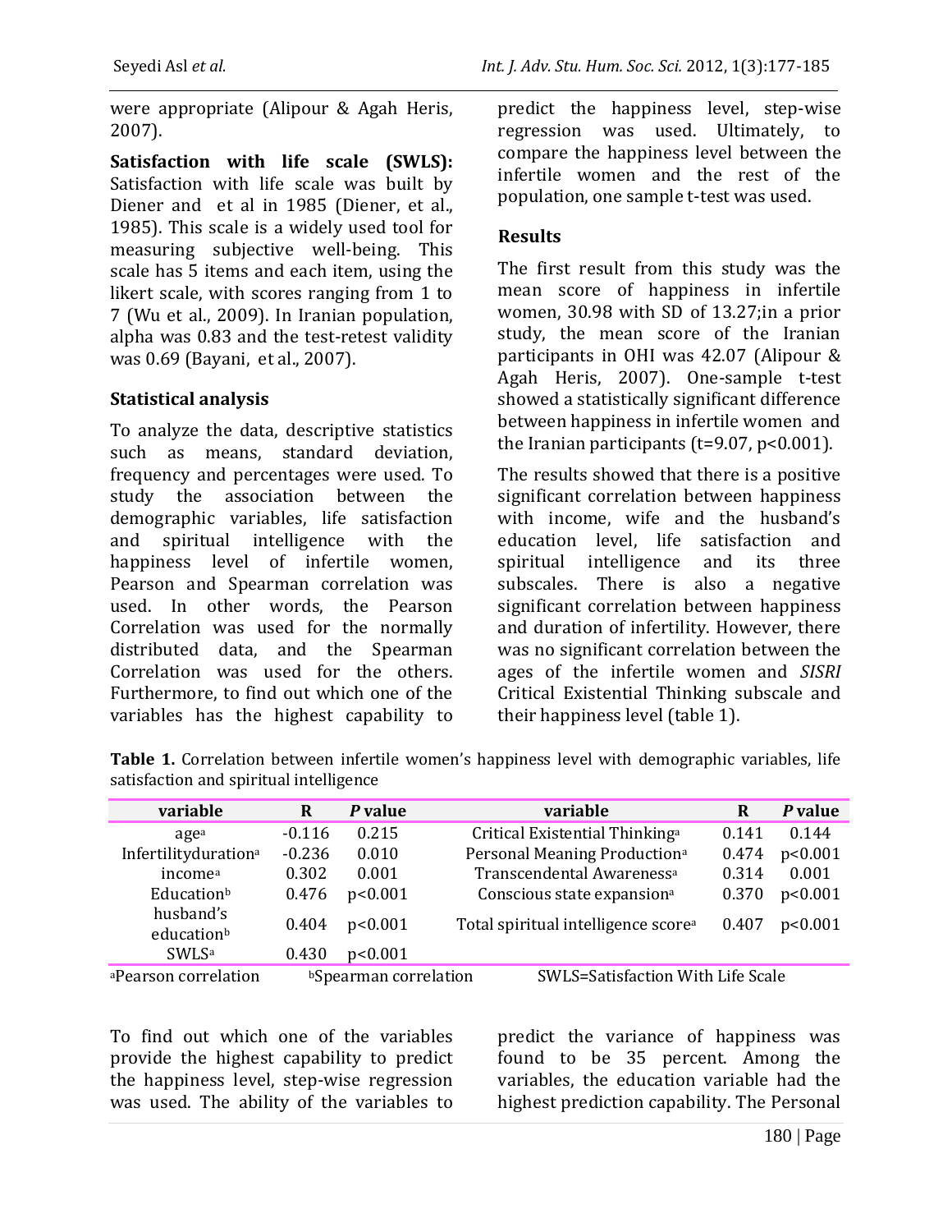were appropriate (Alipour & Agah Heris, 2007).

**Satisfaction with life scale (SWLS):** Satisfaction with life scale was built by Diener and et al in 1985 (Diener, et al., 1985). This scale is a widely used tool for measuring subjective well-being. This scale has 5 items and each item, using the likert scale, with scores ranging from 1 to 7 (Wu et al., 2009). In Iranian population, alpha was 0.83 and the test-retest validity was 0.69 (Bayani, et al., 2007).

### Statistical analysis

To analyze the data, descriptive statistics such as means, standard deviation, frequency and percentages were used. To study the association between the demographic variables, life satisfaction and spiritual intelligence with the happiness level of infertile women, Pearson and Spearman correlation was used. In other words, the Pearson Correlation was used for the normally distributed data, and the Spearman Correlation was used for the others. Furthermore, to find out which one of the variables has the highest capability to predict the happiness level, step-wise regression was used. Ultimately, to compare the happiness level between the infertile women and the rest of the population, one sample t-test was used.

## Results

The first result from this study was the mean score of happiness in infertile women, 30.98 with SD of 13.27;in a prior study, the mean score of the Iranian participants in OHI was 42.07 (Alipour & Agah Heris, 2007). One-sample t-test showed a statistically significant difference between happiness in infertile women and the Iranian participants ($t=9.07$, $p<0.001$).

The results showed that there is a positive significant correlation between happiness with income, wife and the husband's education level, life satisfaction and spiritual intelligence and its three subscales. There is also a negative significant correlation between happiness and duration of infertility. However, there was no significant correlation between the ages of the infertile women and *SISRI* Critical Existential Thinking subscale and their happiness level (table 1).

**Table 1.** Correlation between infertile women's happiness level with demographic variables, life satisfaction and spiritual intelligence

| variable | R | *P* value | variable | R | *P* value |
|---|---|---|---|---|---|
| age[a] | -0.116 | 0.215 | Critical Existential Thinking[a] | 0.141 | 0.144 |
| Infertilityduration[a] | -0.236 | 0.010 | Personal Meaning Production[a] | 0.474 | p<0.001 |
| income[a] | 0.302 | 0.001 | Transcendental Awareness[a] | 0.314 | 0.001 |
| Education[b] | 0.476 | p<0.001 | Conscious state expansion[a] | 0.370 | p<0.001 |
| husband's education[b] | 0.404 | p<0.001 | Total spiritual intelligence score[a] | 0.407 | p<0.001 |
| SWLS[a] | 0.430 | p<0.001 | | | |

[a]Pearson correlation [b]Spearman correlation SWLS=Satisfaction With Life Scale

To find out which one of the variables provide the highest capability to predict the happiness level, step-wise regression was used. The ability of the variables to predict the variance of happiness was found to be 35 percent. Among the variables, the education variable had the highest prediction capability. The Personal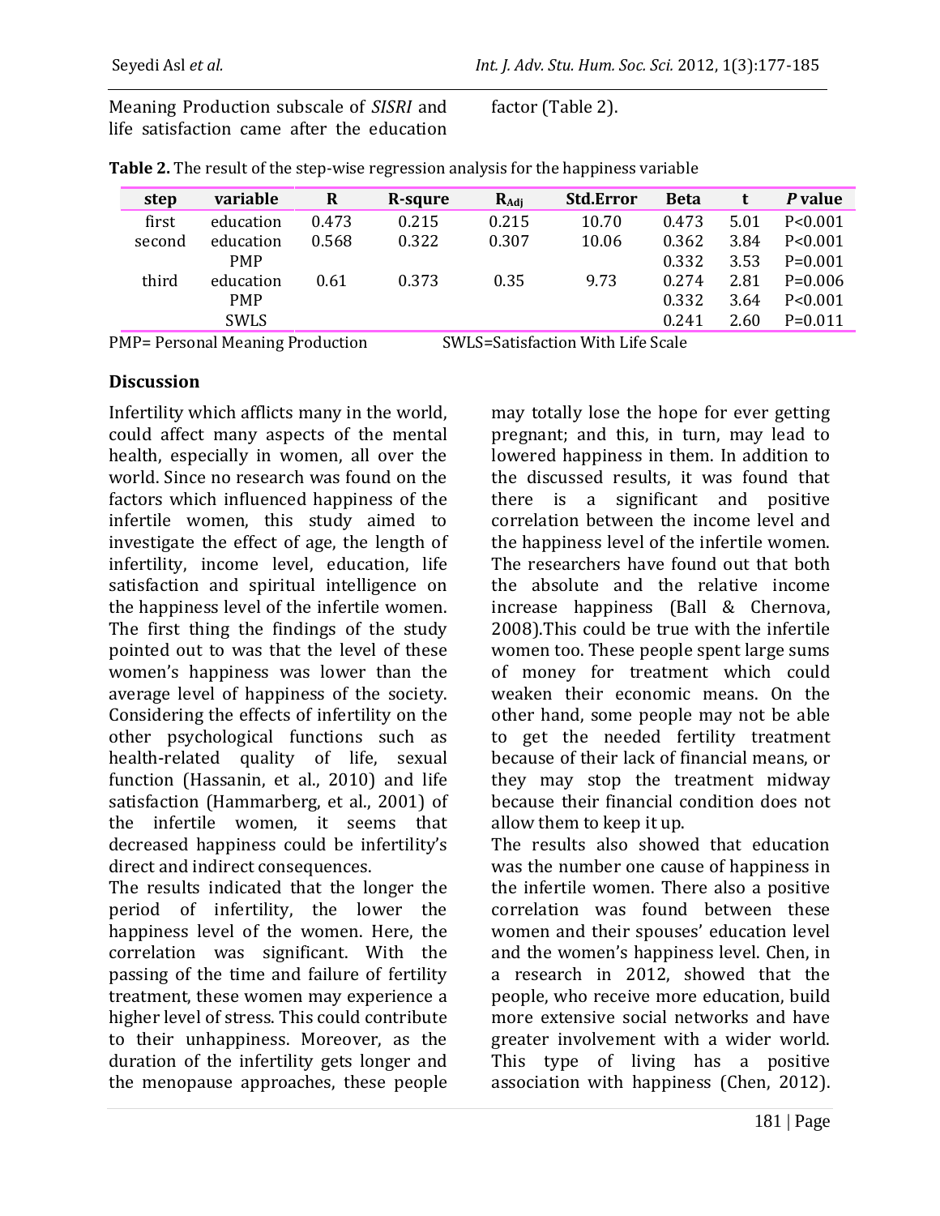Meaning Production subscale of *SISRI* and life satisfaction came after the education factor (Table 2).

**Table 2.** The result of the step-wise regression analysis for the happiness variable

| step | variable | R | R-squre | $R_{Adj}$ | Std.Error | Beta | t | *P* value |
|---|---|---|---|---|---|---|---|---|
| first | education | 0.473 | 0.215 | 0.215 | 10.70 | 0.473 | 5.01 | P<0.001 |
| second | education | 0.568 | 0.322 | 0.307 | 10.06 | 0.362 | 3.84 | P<0.001 |
| | PMP | | | | | 0.332 | 3.53 | P=0.001 |
| third | education | 0.61 | 0.373 | 0.35 | 9.73 | 0.274 | 2.81 | P=0.006 |
| | PMP | | | | | 0.332 | 3.64 | P<0.001 |
| | SWLS | | | | | 0.241 | 2.60 | P=0.011 |

PMP= Personal Meaning Production SWLS=Satisfaction With Life Scale

## Discussion

Infertility which afflicts many in the world, could affect many aspects of the mental health, especially in women, all over the world. Since no research was found on the factors which influenced happiness of the infertile women, this study aimed to investigate the effect of age, the length of infertility, income level, education, life satisfaction and spiritual intelligence on the happiness level of the infertile women. The first thing the findings of the study pointed out to was that the level of these women's happiness was lower than the average level of happiness of the society. Considering the effects of infertility on the other psychological functions such as health-related quality of life, sexual function (Hassanin, et al., 2010) and life satisfaction (Hammarberg, et al., 2001) of the infertile women, it seems that decreased happiness could be infertility's direct and indirect consequences.

The results indicated that the longer the period of infertility, the lower the happiness level of the women. Here, the correlation was significant. With the passing of the time and failure of fertility treatment, these women may experience a higher level of stress. This could contribute to their unhappiness. Moreover, as the duration of the infertility gets longer and the menopause approaches, these people may totally lose the hope for ever getting pregnant; and this, in turn, may lead to lowered happiness in them. In addition to the discussed results, it was found that there is a significant and positive correlation between the income level and the happiness level of the infertile women. The researchers have found out that both the absolute and the relative income increase happiness (Ball & Chernova, 2008).This could be true with the infertile women too. These people spent large sums of money for treatment which could weaken their economic means. On the other hand, some people may not be able to get the needed fertility treatment because of their lack of financial means, or they may stop the treatment midway because their financial condition does not allow them to keep it up.

The results also showed that education was the number one cause of happiness in the infertile women. There also a positive correlation was found between these women and their spouses' education level and the women's happiness level. Chen, in a research in 2012, showed that the people, who receive more education, build more extensive social networks and have greater involvement with a wider world. This type of living has a positive association with happiness (Chen, 2012).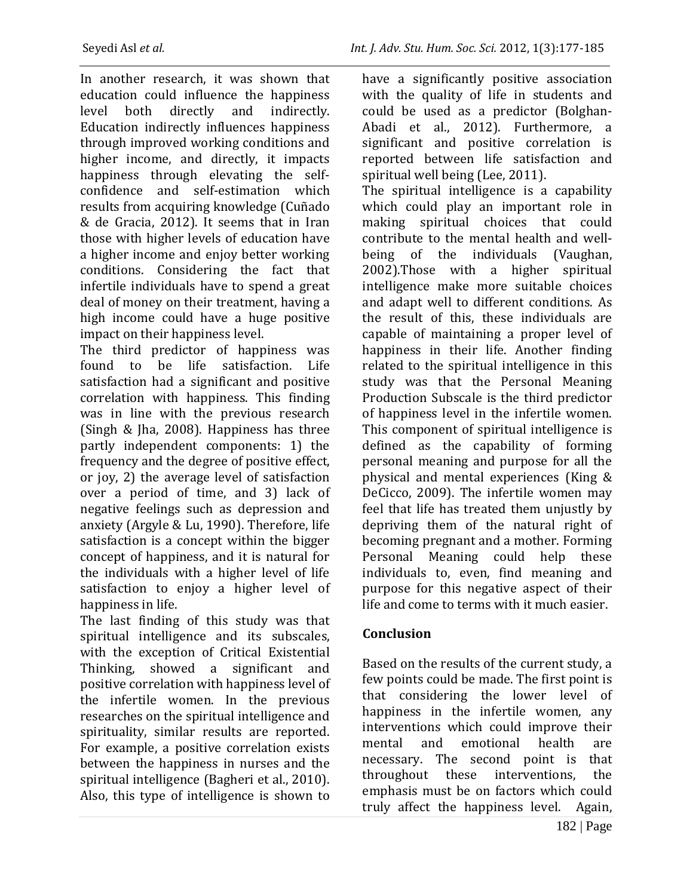In another research, it was shown that education could influence the happiness level both directly and indirectly. Education indirectly influences happiness through improved working conditions and higher income, and directly, it impacts happiness through elevating the self-confidence and self-estimation which results from acquiring knowledge (Cuñado & de Gracia, 2012). It seems that in Iran those with higher levels of education have a higher income and enjoy better working conditions. Considering the fact that infertile individuals have to spend a great deal of money on their treatment, having a high income could have a huge positive impact on their happiness level.

The third predictor of happiness was found to be life satisfaction. Life satisfaction had a significant and positive correlation with happiness. This finding was in line with the previous research (Singh & Jha, 2008). Happiness has three partly independent components: 1) the frequency and the degree of positive effect, or joy, 2) the average level of satisfaction over a period of time, and 3) lack of negative feelings such as depression and anxiety (Argyle & Lu, 1990). Therefore, life satisfaction is a concept within the bigger concept of happiness, and it is natural for the individuals with a higher level of life satisfaction to enjoy a higher level of happiness in life.

The last finding of this study was that spiritual intelligence and its subscales, with the exception of Critical Existential Thinking, showed a significant and positive correlation with happiness level of the infertile women. In the previous researches on the spiritual intelligence and spirituality, similar results are reported. For example, a positive correlation exists between the happiness in nurses and the spiritual intelligence (Bagheri et al., 2010). Also, this type of intelligence is shown to have a significantly positive association with the quality of life in students and could be used as a predictor (Bolghan-Abadi et al., 2012). Furthermore, a significant and positive correlation is reported between life satisfaction and spiritual well being (Lee, 2011).

The spiritual intelligence is a capability which could play an important role in making spiritual choices that could contribute to the mental health and well-being of the individuals (Vaughan, 2002).Those with a higher spiritual intelligence make more suitable choices and adapt well to different conditions. As the result of this, these individuals are capable of maintaining a proper level of happiness in their life. Another finding related to the spiritual intelligence in this study was that the Personal Meaning Production Subscale is the third predictor of happiness level in the infertile women. This component of spiritual intelligence is defined as the capability of forming personal meaning and purpose for all the physical and mental experiences (King & DeCicco, 2009). The infertile women may feel that life has treated them unjustly by depriving them of the natural right of becoming pregnant and a mother. Forming Personal Meaning could help these individuals to, even, find meaning and purpose for this negative aspect of their life and come to terms with it much easier.

## Conclusion

Based on the results of the current study, a few points could be made. The first point is that considering the lower level of happiness in the infertile women, any interventions which could improve their mental and emotional health are necessary. The second point is that throughout these interventions, the emphasis must be on factors which could truly affect the happiness level. Again,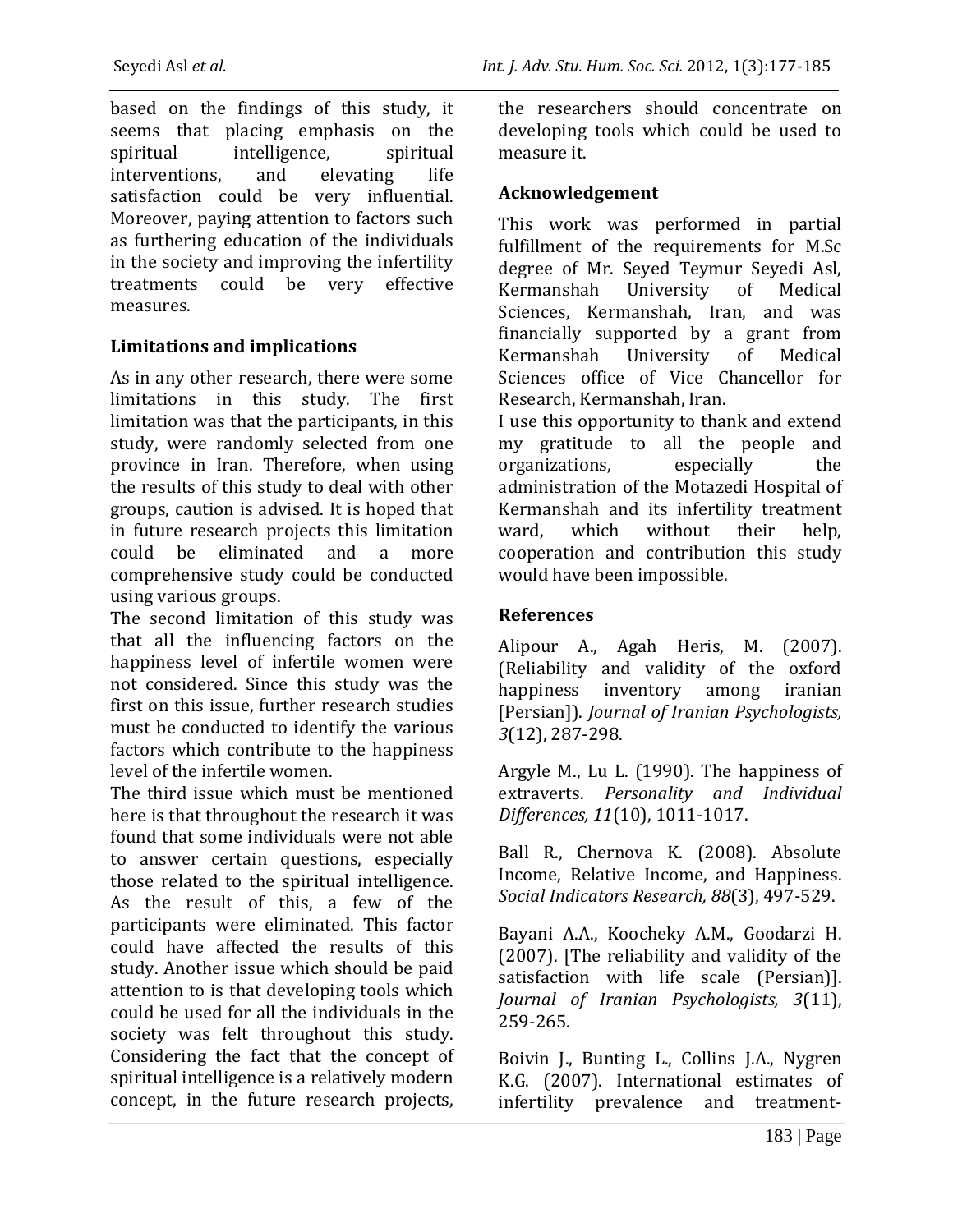based on the findings of this study, it seems that placing emphasis on the spiritual intelligence, spiritual interventions, and elevating life satisfaction could be very influential. Moreover, paying attention to factors such as furthering education of the individuals in the society and improving the infertility treatments could be very effective measures.

## Limitations and implications

As in any other research, there were some limitations in this study. The first limitation was that the participants, in this study, were randomly selected from one province in Iran. Therefore, when using the results of this study to deal with other groups, caution is advised. It is hoped that in future research projects this limitation could be eliminated and a more comprehensive study could be conducted using various groups.

The second limitation of this study was that all the influencing factors on the happiness level of infertile women were not considered. Since this study was the first on this issue, further research studies must be conducted to identify the various factors which contribute to the happiness level of the infertile women.

The third issue which must be mentioned here is that throughout the research it was found that some individuals were not able to answer certain questions, especially those related to the spiritual intelligence. As the result of this, a few of the participants were eliminated. This factor could have affected the results of this study. Another issue which should be paid attention to is that developing tools which could be used for all the individuals in the society was felt throughout this study. Considering the fact that the concept of spiritual intelligence is a relatively modern concept, in the future research projects, the researchers should concentrate on developing tools which could be used to measure it.

## Acknowledgement

This work was performed in partial fulfillment of the requirements for M.Sc degree of Mr. Seyed Teymur Seyedi Asl, Kermanshah University of Medical Sciences, Kermanshah, Iran, and was financially supported by a grant from Kermanshah University of Medical Sciences office of Vice Chancellor for Research, Kermanshah, Iran.

I use this opportunity to thank and extend my gratitude to all the people and organizations, especially the administration of the Motazedi Hospital of Kermanshah and its infertility treatment ward, which without their help, cooperation and contribution this study would have been impossible.

## References

Alipour A., Agah Heris, M. (2007). (Reliability and validity of the oxford happiness inventory among iranian [Persian]). *Journal of Iranian Psychologists, 3*(12), 287-298.

Argyle M., Lu L. (1990). The happiness of extraverts. *Personality and Individual Differences, 11*(10), 1011-1017.

Ball R., Chernova K. (2008). Absolute Income, Relative Income, and Happiness. *Social Indicators Research, 88*(3), 497-529.

Bayani A.A., Koocheky A.M., Goodarzi H. (2007). [The reliability and validity of the satisfaction with life scale (Persian)]. *Journal of Iranian Psychologists, 3*(11), 259-265.

Boivin J., Bunting L., Collins J.A., Nygren K.G. (2007). International estimates of infertility prevalence and treatment-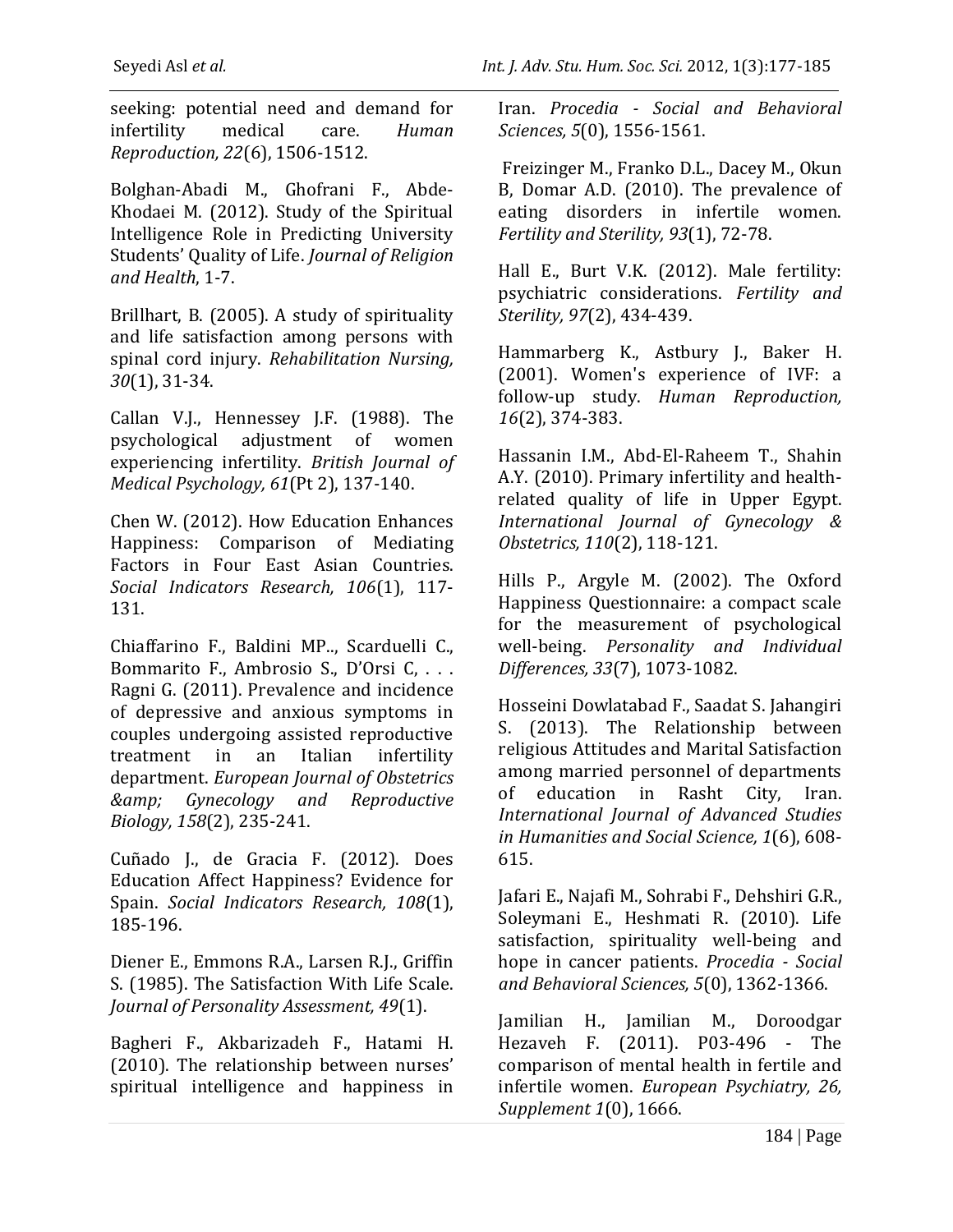seeking: potential need and demand for infertility medical care. *Human Reproduction, 22*(6), 1506-1512.

Bolghan-Abadi M., Ghofrani F., Abde-Khodaei M. (2012). Study of the Spiritual Intelligence Role in Predicting University Students' Quality of Life. *Journal of Religion and Health*, 1-7.

Brillhart, B. (2005). A study of spirituality and life satisfaction among persons with spinal cord injury. *Rehabilitation Nursing, 30*(1), 31-34.

Callan V.J., Hennessey J.F. (1988). The psychological adjustment of women experiencing infertility. *British Journal of Medical Psychology, 61*(Pt 2), 137-140.

Chen W. (2012). How Education Enhances Happiness: Comparison of Mediating Factors in Four East Asian Countries. *Social Indicators Research, 106*(1), 117-131.

Chiaffarino F., Baldini MP.., Scarduelli C., Bommarito F., Ambrosio S., D'Orsi C, . . . Ragni G. (2011). Prevalence and incidence of depressive and anxious symptoms in couples undergoing assisted reproductive treatment in an Italian infertility department. *European Journal of Obstetrics &amp; Gynecology and Reproductive Biology, 158*(2), 235-241.

Cuñado J., de Gracia F. (2012). Does Education Affect Happiness? Evidence for Spain. *Social Indicators Research, 108*(1), 185-196.

Diener E., Emmons R.A., Larsen R.J., Griffin S. (1985). The Satisfaction With Life Scale. *Journal of Personality Assessment, 49*(1).

Bagheri F., Akbarizadeh F., Hatami H. (2010). The relationship between nurses' spiritual intelligence and happiness in Iran. *Procedia - Social and Behavioral Sciences, 5*(0), 1556-1561.

Freizinger M., Franko D.L., Dacey M., Okun B, Domar A.D. (2010). The prevalence of eating disorders in infertile women. *Fertility and Sterility, 93*(1), 72-78.

Hall E., Burt V.K. (2012). Male fertility: psychiatric considerations. *Fertility and Sterility, 97*(2), 434-439.

Hammarberg K., Astbury J., Baker H. (2001). Women's experience of IVF: a follow-up study. *Human Reproduction, 16*(2), 374-383.

Hassanin I.M., Abd-El-Raheem T., Shahin A.Y. (2010). Primary infertility and health-related quality of life in Upper Egypt. *International Journal of Gynecology & Obstetrics, 110*(2), 118-121.

Hills P., Argyle M. (2002). The Oxford Happiness Questionnaire: a compact scale for the measurement of psychological well-being. *Personality and Individual Differences, 33*(7), 1073-1082.

Hosseini Dowlatabad F., Saadat S. Jahangiri S. (2013). The Relationship between religious Attitudes and Marital Satisfaction among married personnel of departments of education in Rasht City, Iran. *International Journal of Advanced Studies in Humanities and Social Science, 1*(6), 608-615.

Jafari E., Najafi M., Sohrabi F., Dehshiri G.R., Soleymani E., Heshmati R. (2010). Life satisfaction, spirituality well-being and hope in cancer patients. *Procedia - Social and Behavioral Sciences, 5*(0), 1362-1366.

Jamilian H., Jamilian M., Doroodgar Hezaveh F. (2011). P03-496 - The comparison of mental health in fertile and infertile women. *European Psychiatry, 26, Supplement 1*(0), 1666.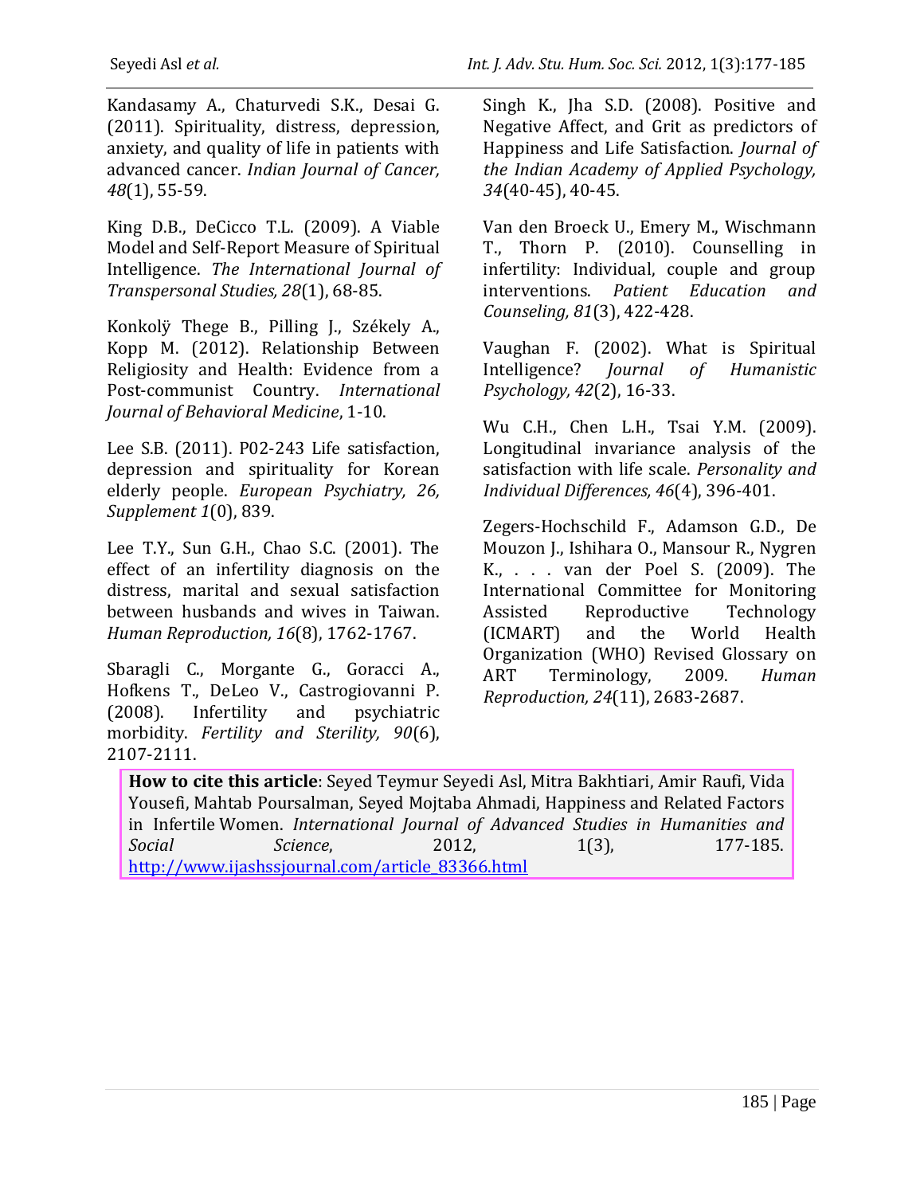Kandasamy A., Chaturvedi S.K., Desai G. (2011). Spirituality, distress, depression, anxiety, and quality of life in patients with advanced cancer. *Indian Journal of Cancer, 48*(1), 55-59.

King D.B., DeCicco T.L. (2009). A Viable Model and Self-Report Measure of Spiritual Intelligence. *The International Journal of Transpersonal Studies, 28*(1), 68-85.

Konkolÿ Thege B., Pilling J., Székely A., Kopp M. (2012). Relationship Between Religiosity and Health: Evidence from a Post-communist Country. *International Journal of Behavioral Medicine*, 1-10.

Lee S.B. (2011). P02-243 Life satisfaction, depression and spirituality for Korean elderly people. *European Psychiatry, 26, Supplement 1*(0), 839.

Lee T.Y., Sun G.H., Chao S.C. (2001). The effect of an infertility diagnosis on the distress, marital and sexual satisfaction between husbands and wives in Taiwan. *Human Reproduction, 16*(8), 1762-1767.

Sbaragli C., Morgante G., Goracci A., Hofkens T., DeLeo V., Castrogiovanni P. (2008). Infertility and psychiatric morbidity. *Fertility and Sterility, 90*(6), 2107-2111.

Singh K., Jha S.D. (2008). Positive and Negative Affect, and Grit as predictors of Happiness and Life Satisfaction. *Journal of the Indian Academy of Applied Psychology, 34*(40-45), 40-45.

Van den Broeck U., Emery M., Wischmann T., Thorn P. (2010). Counselling in infertility: Individual, couple and group interventions. *Patient Education and Counseling, 81*(3), 422-428.

Vaughan F. (2002). What is Spiritual Intelligence? *Journal of Humanistic Psychology, 42*(2), 16-33.

Wu C.H., Chen L.H., Tsai Y.M. (2009). Longitudinal invariance analysis of the satisfaction with life scale. *Personality and Individual Differences, 46*(4), 396-401.

Zegers-Hochschild F., Adamson G.D., De Mouzon J., Ishihara O., Mansour R., Nygren K., . . . van der Poel S. (2009). The International Committee for Monitoring Assisted Reproductive Technology (ICMART) and the World Health Organization (WHO) Revised Glossary on ART Terminology, 2009. *Human Reproduction, 24*(11), 2683-2687.

**How to cite this article**: Seyed Teymur Seyedi Asl, Mitra Bakhtiari, Amir Raufi, Vida Yousefi, Mahtab Poursalman, Seyed Mojtaba Ahmadi, Happiness and Related Factors in Infertile Women. *International Journal of Advanced Studies in Humanities and Social Science*, 2012, 1(3), 177-185. http://www.ijashssjournal.com/article_83366.html